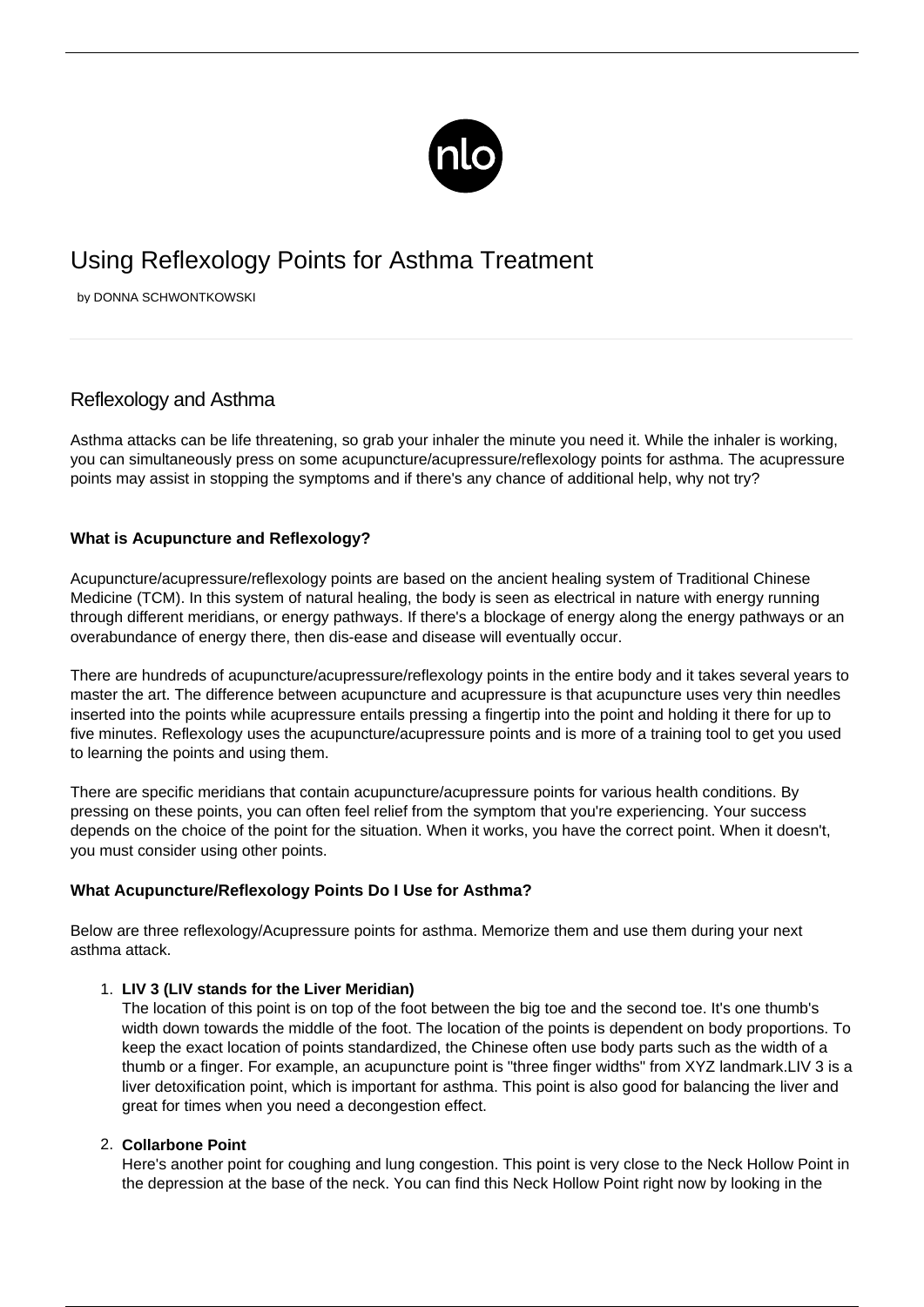# Using Reflexology Points for Asthma Treatment

by DONNA SCHWONTKOWSKI

## Reflexology and Asthma

Asthma attacks can be life threatening, so grab your inhaler the minute you need it. While the inhaler is working, you can simultaneously press on some acupuncture/acupressure/reflexology points for asthma. The acupressure points may assist in stopping the symptoms and if there's any chance of additional help, why not try?

### What is Acupuncture and Reflexology?

Acupuncture/acupressure/reflexology points are based on the ancient healing system of Traditional Chinese Medicine (TCM). In this system of natural healing, the body is seen as electrical in nature with energy running through different meridians, or energy pathways. If there's a blockage of energy along the energy pathways or an overabundance of energy there, then dis-ease and disease will eventually occur.

There are hundreds of acupuncture/acupressure/reflexology points in the entire body and it takes several years to master the art. The difference between acupuncture and acupressure is that acupuncture uses very thin needles inserted into the points while acupressure entails pressing a fingertip into the point and holding it there for up to five minutes. Reflexology uses the acupuncture/acupressure points and is more of a training tool to get you used to learning the points and using them.

There are specific meridians that contain acupuncture/acupressure points for various health conditions. By pressing on these points, you can often feel relief from the symptom that you're experiencing. Your success depends on the choice of the point for the situation. When it works, you have the correct point. When it doesn't, you must consider using other points.

### What Acupuncture/Reflexology Points Do I Use for Asthma?

Below are three reflexology/Acupressure points for asthma. Memorize them and use them during your next asthma attack.

1. **LIV 3 (LIV stands for the Liver Meridian)**
   The location of this point is on top of the foot between the big toe and the second toe. It's one thumb's width down towards the middle of the foot. The location of the points is dependent on body proportions. To keep the exact location of points standardized, the Chinese often use body parts such as the width of a thumb or a finger. For example, an acupuncture point is "three finger widths" from XYZ landmark.LIV 3 is a liver detoxification point, which is important for asthma. This point is also good for balancing the liver and great for times when you need a decongestion effect.

2. **Collarbone Point**
   Here's another point for coughing and lung congestion. This point is very close to the Neck Hollow Point in the depression at the base of the neck. You can find this Neck Hollow Point right now by looking in the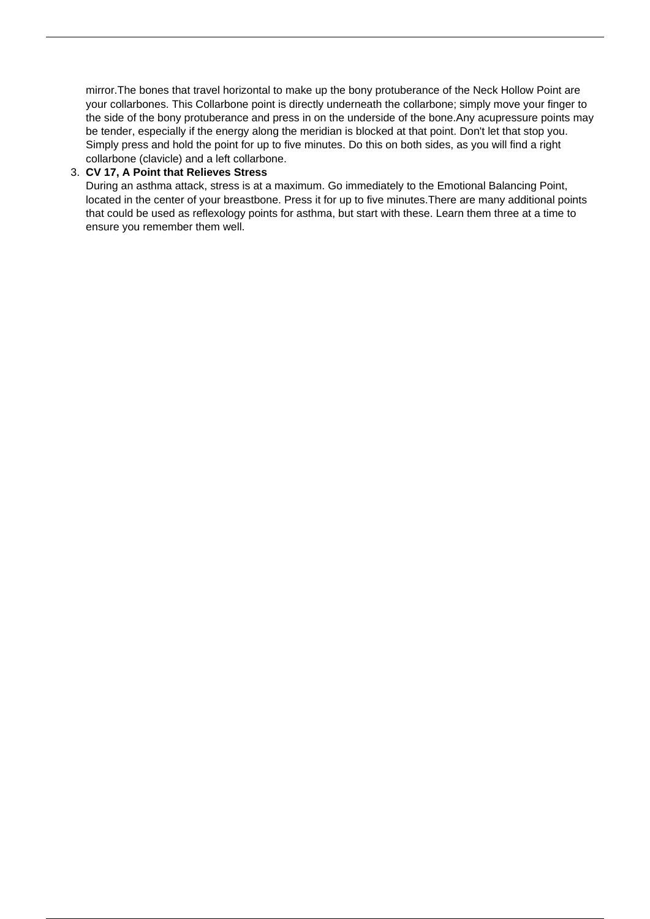mirror.The bones that travel horizontal to make up the bony protuberance of the Neck Hollow Point are your collarbones. This Collarbone point is directly underneath the collarbone; simply move your finger to the side of the bony protuberance and press in on the underside of the bone.Any acupressure points may be tender, especially if the energy along the meridian is blocked at that point. Don't let that stop you. Simply press and hold the point for up to five minutes. Do this on both sides, as you will find a right collarbone (clavicle) and a left collarbone.

3. **CV 17, A Point that Relieves Stress**
   During an asthma attack, stress is at a maximum. Go immediately to the Emotional Balancing Point, located in the center of your breastbone. Press it for up to five minutes.There are many additional points that could be used as reflexology points for asthma, but start with these. Learn them three at a time to ensure you remember them well.